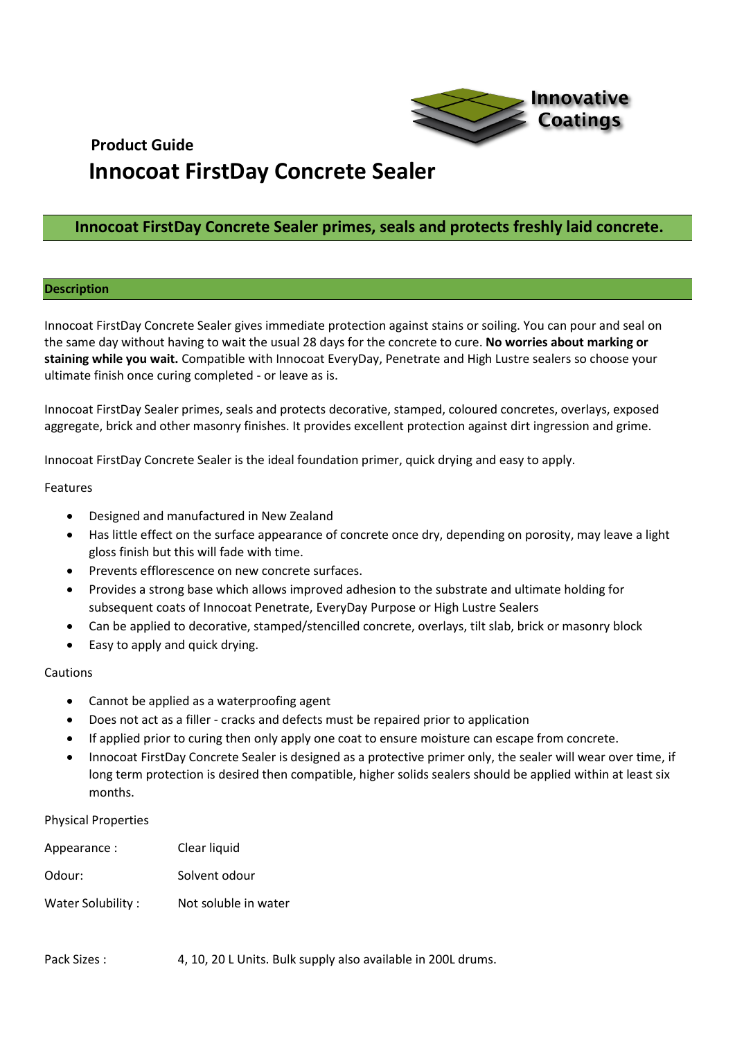Innovative Coatings

**Product Guide**

# Innocoat FirstDay Concrete Sealer

## Innocoat FirstDay Concrete Sealer primes, seals and protects freshly laid concrete.

### Description

Innocoat FirstDay Concrete Sealer gives immediate protection against stains or soiling. You can pour and seal on the same day without having to wait the usual 28 days for the concrete to cure. **No worries about marking or staining while you wait.** Compatible with Innocoat EveryDay, Penetrate and High Lustre sealers so choose your ultimate finish once curing completed - or leave as is.

Innocoat FirstDay Sealer primes, seals and protects decorative, stamped, coloured concretes, overlays, exposed aggregate, brick and other masonry finishes. It provides excellent protection against dirt ingression and grime.

Innocoat FirstDay Concrete Sealer is the ideal foundation primer, quick drying and easy to apply.

Features

- Designed and manufactured in New Zealand
- Has little effect on the surface appearance of concrete once dry, depending on porosity, may leave a light gloss finish but this will fade with time.
- Prevents efflorescence on new concrete surfaces.
- Provides a strong base which allows improved adhesion to the substrate and ultimate holding for subsequent coats of Innocoat Penetrate, EveryDay Purpose or High Lustre Sealers
- Can be applied to decorative, stamped/stencilled concrete, overlays, tilt slab, brick or masonry block
- Easy to apply and quick drying.

Cautions

- Cannot be applied as a waterproofing agent
- Does not act as a filler - cracks and defects must be repaired prior to application
- If applied prior to curing then only apply one coat to ensure moisture can escape from concrete.
- Innocoat FirstDay Concrete Sealer is designed as a protective primer only, the sealer will wear over time, if long term protection is desired then compatible, higher solids sealers should be applied within at least six months.

Physical Properties

| | |
|---|---|
| Appearance : | Clear liquid |
| Odour: | Solvent odour |
| Water Solubility : | Not soluble in water |

Pack Sizes : 4, 10, 20 L Units. Bulk supply also available in 200L drums.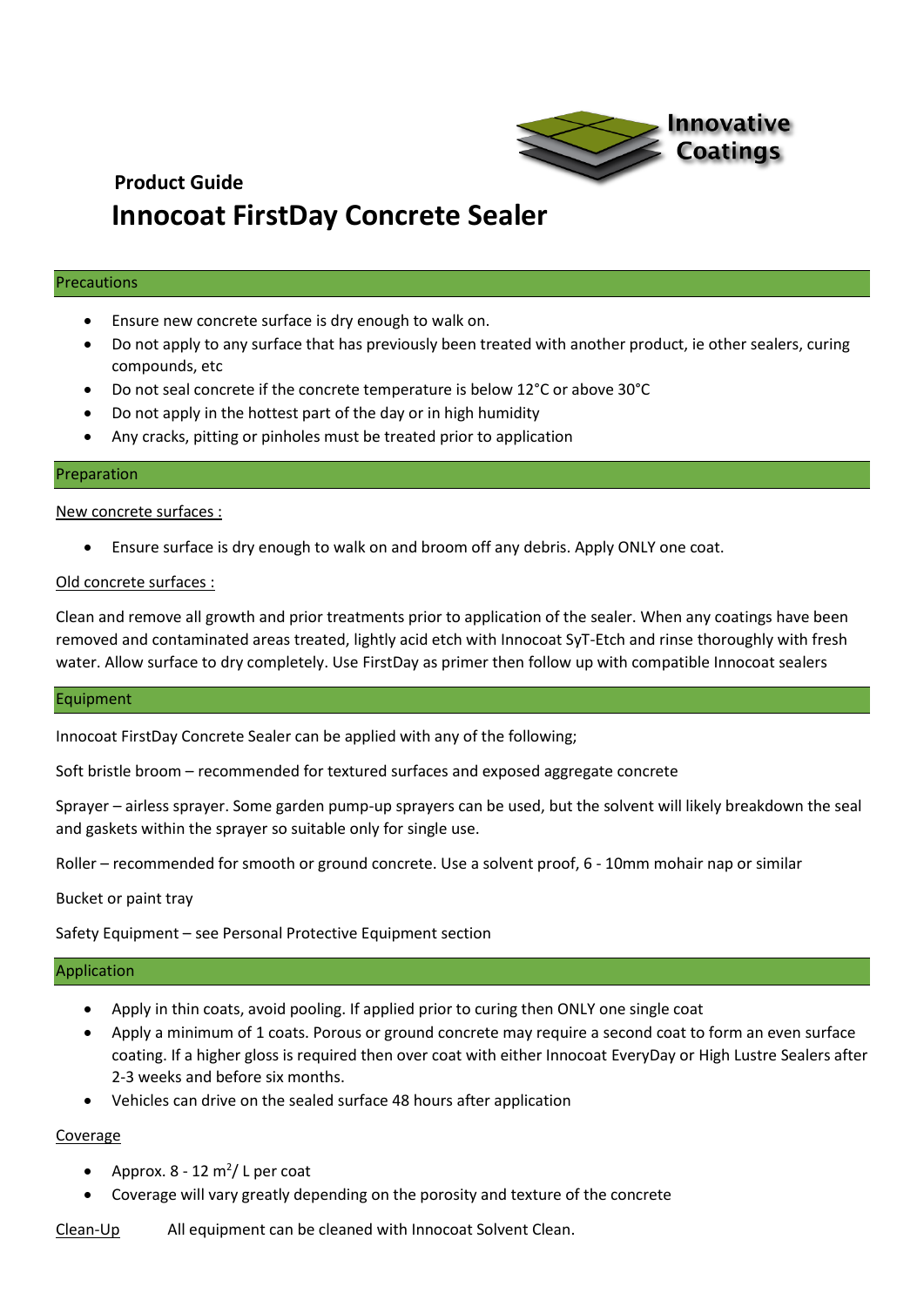Innovative Coatings

**Product Guide**

# Innocoat FirstDay Concrete Sealer

## Precautions

- Ensure new concrete surface is dry enough to walk on.
- Do not apply to any surface that has previously been treated with another product, ie other sealers, curing compounds, etc
- Do not seal concrete if the concrete temperature is below 12°C or above 30°C
- Do not apply in the hottest part of the day or in high humidity
- Any cracks, pitting or pinholes must be treated prior to application

## Preparation

New concrete surfaces :

- Ensure surface is dry enough to walk on and broom off any debris. Apply ONLY one coat.

Old concrete surfaces :

Clean and remove all growth and prior treatments prior to application of the sealer. When any coatings have been removed and contaminated areas treated, lightly acid etch with Innocoat SyT-Etch and rinse thoroughly with fresh water. Allow surface to dry completely. Use FirstDay as primer then follow up with compatible Innocoat sealers

## Equipment

Innocoat FirstDay Concrete Sealer can be applied with any of the following;

Soft bristle broom – recommended for textured surfaces and exposed aggregate concrete

Sprayer – airless sprayer. Some garden pump-up sprayers can be used, but the solvent will likely breakdown the seal and gaskets within the sprayer so suitable only for single use.

Roller – recommended for smooth or ground concrete. Use a solvent proof, 6 - 10mm mohair nap or similar

Bucket or paint tray

Safety Equipment – see Personal Protective Equipment section

## Application

- Apply in thin coats, avoid pooling. If applied prior to curing then ONLY one single coat
- Apply a minimum of 1 coats. Porous or ground concrete may require a second coat to form an even surface coating. If a higher gloss is required then over coat with either Innocoat EveryDay or High Lustre Sealers after 2-3 weeks and before six months.
- Vehicles can drive on the sealed surface 48 hours after application

Coverage

- Approx. 8 - 12 $m^2$/ L per coat
- Coverage will vary greatly depending on the porosity and texture of the concrete

Clean-Up All equipment can be cleaned with Innocoat Solvent Clean.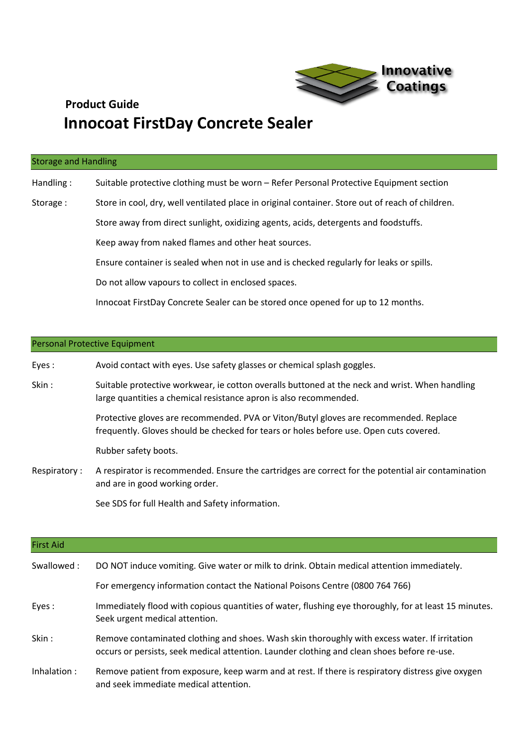**Product Guide**

# Innocoat FirstDay Concrete Sealer

## Storage and Handling

**Handling :** Suitable protective clothing must be worn – Refer Personal Protective Equipment section

**Storage :** Store in cool, dry, well ventilated place in original container. Store out of reach of children.

Store away from direct sunlight, oxidizing agents, acids, detergents and foodstuffs.

Keep away from naked flames and other heat sources.

Ensure container is sealed when not in use and is checked regularly for leaks or spills.

Do not allow vapours to collect in enclosed spaces.

Innocoat FirstDay Concrete Sealer can be stored once opened for up to 12 months.

## Personal Protective Equipment

**Eyes :** Avoid contact with eyes. Use safety glasses or chemical splash goggles.

**Skin :** Suitable protective workwear, ie cotton overalls buttoned at the neck and wrist. When handling large quantities a chemical resistance apron is also recommended.

Protective gloves are recommended. PVA or Viton/Butyl gloves are recommended. Replace frequently. Gloves should be checked for tears or holes before use. Open cuts covered.

Rubber safety boots.

**Respiratory :** A respirator is recommended. Ensure the cartridges are correct for the potential air contamination and are in good working order.

See SDS for full Health and Safety information.

## First Aid

**Swallowed :** DO NOT induce vomiting. Give water or milk to drink. Obtain medical attention immediately.

For emergency information contact the National Poisons Centre (0800 764 766)

**Eyes :** Immediately flood with copious quantities of water, flushing eye thoroughly, for at least 15 minutes. Seek urgent medical attention.

**Skin :** Remove contaminated clothing and shoes. Wash skin thoroughly with excess water. If irritation occurs or persists, seek medical attention. Launder clothing and clean shoes before re-use.

**Inhalation :** Remove patient from exposure, keep warm and at rest. If there is respiratory distress give oxygen and seek immediate medical attention.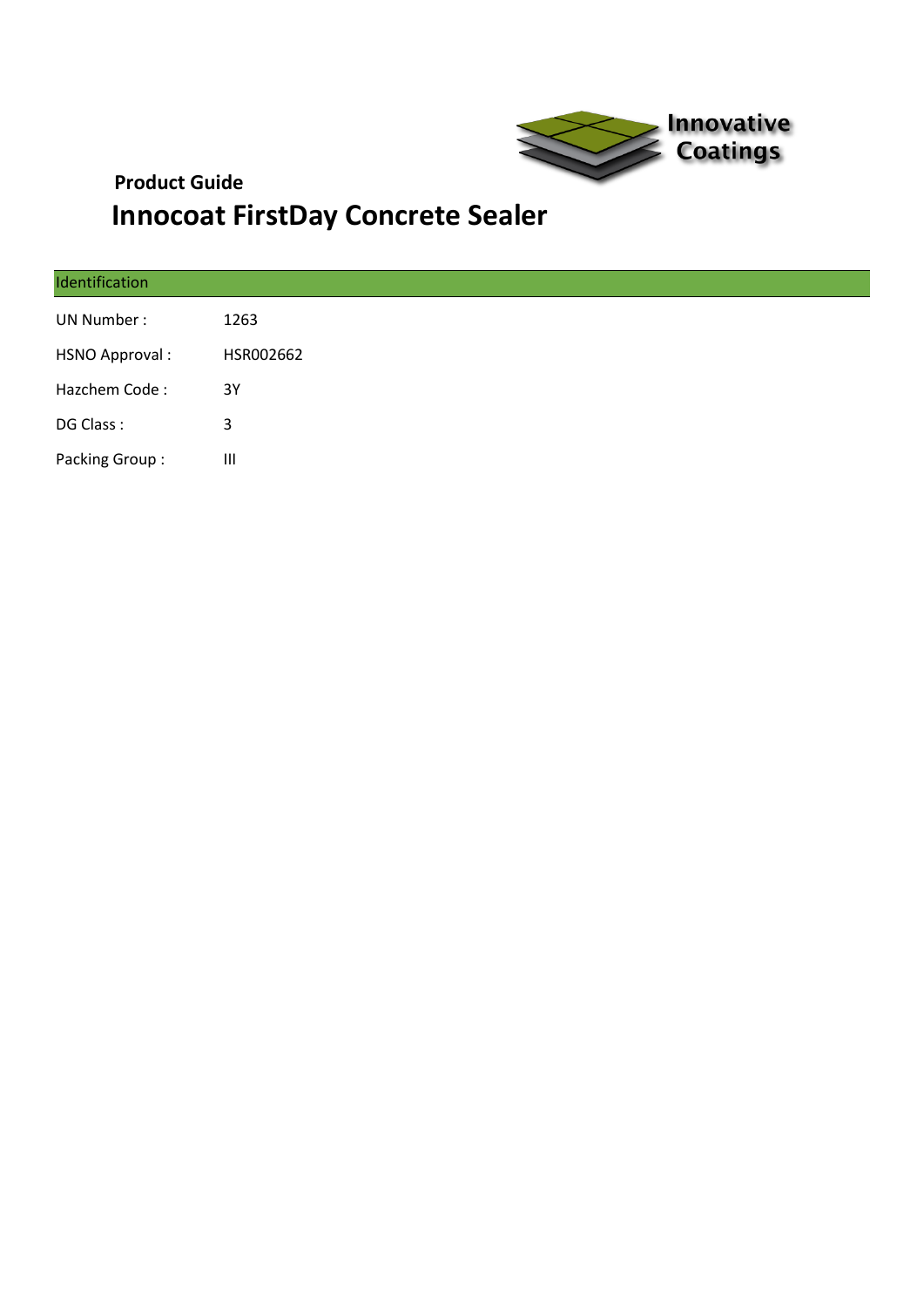**Product Guide**

# Innocoat FirstDay Concrete Sealer

## Identification

| | |
|---|---|
| UN Number : | 1263 |
| HSNO Approval : | HSR002662 |
| Hazchem Code : | 3Y |
| DG Class : | 3 |
| Packing Group : | III |